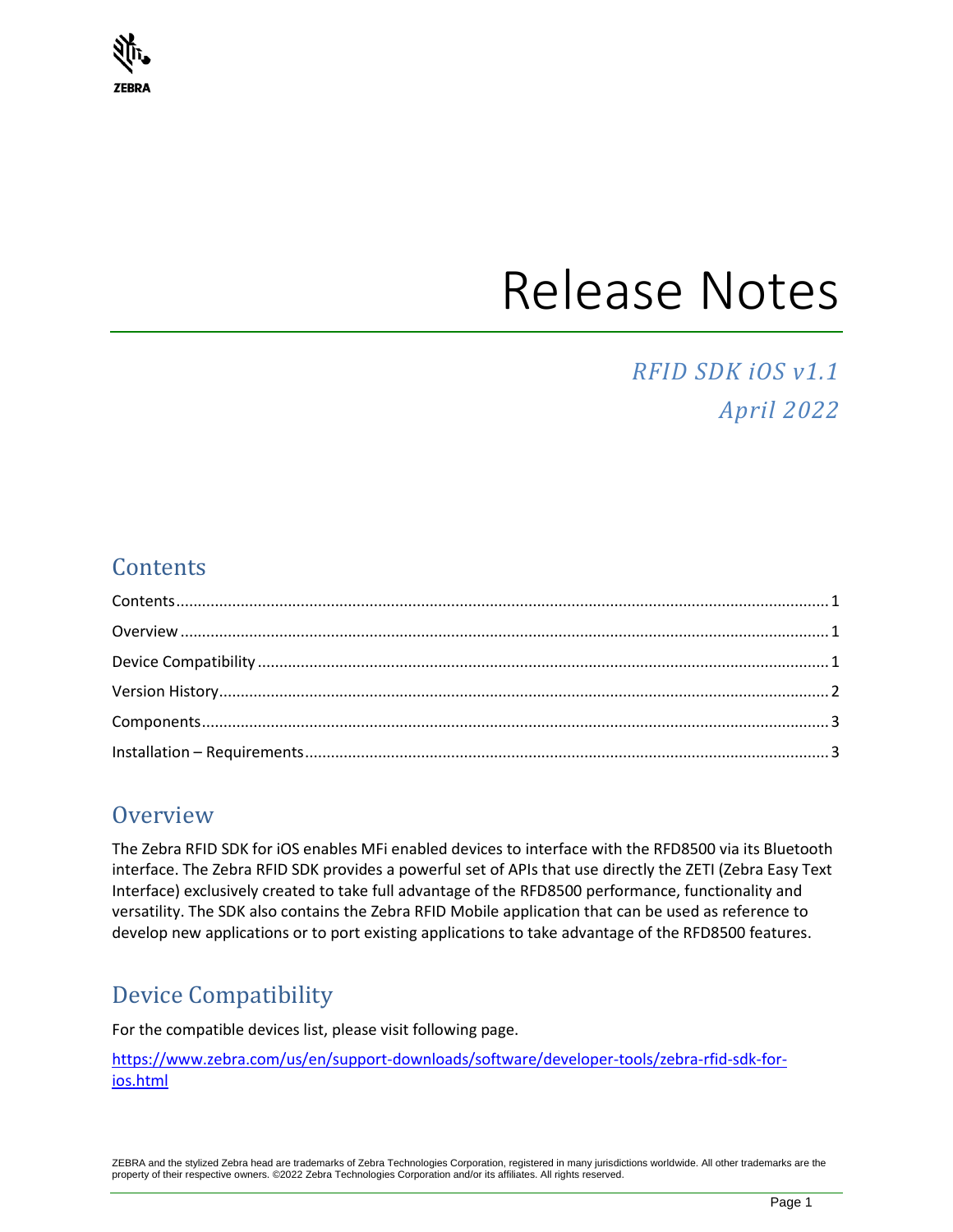# Release Notes

*RFID SDK iOS v1.1*

*April 2022*

## Contents

Contents ..... 1
Overview ..... 1
Device Compatibility ..... 1
Version History ..... 2
Components ..... 3
Installation – Requirements ..... 3

## Overview

The Zebra RFID SDK for iOS enables MFi enabled devices to interface with the RFD8500 via its Bluetooth interface. The Zebra RFID SDK provides a powerful set of APIs that use directly the ZETI (Zebra Easy Text Interface) exclusively created to take full advantage of the RFD8500 performance, functionality and versatility. The SDK also contains the Zebra RFID Mobile application that can be used as reference to develop new applications or to port existing applications to take advantage of the RFD8500 features.

## Device Compatibility

For the compatible devices list, please visit following page.

https://www.zebra.com/us/en/support-downloads/software/developer-tools/zebra-rfid-sdk-for-ios.html

ZEBRA and the stylized Zebra head are trademarks of Zebra Technologies Corporation, registered in many jurisdictions worldwide. All other trademarks are the property of their respective owners. ©2022 Zebra Technologies Corporation and/or its affiliates. All rights reserved.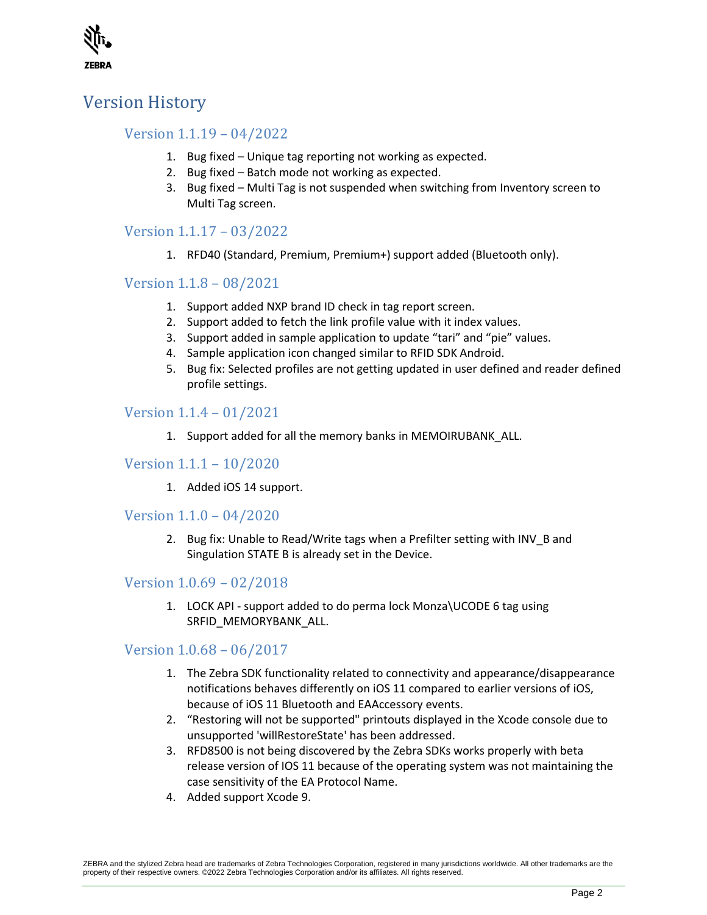# Version History

## Version 1.1.19 – 04/2022

1. Bug fixed – Unique tag reporting not working as expected.
2. Bug fixed – Batch mode not working as expected.
3. Bug fixed – Multi Tag is not suspended when switching from Inventory screen to Multi Tag screen.

## Version 1.1.17 – 03/2022

1. RFD40 (Standard, Premium, Premium+) support added (Bluetooth only).

## Version 1.1.8 – 08/2021

1. Support added NXP brand ID check in tag report screen.
2. Support added to fetch the link profile value with it index values.
3. Support added in sample application to update “tari” and “pie” values.
4. Sample application icon changed similar to RFID SDK Android.
5. Bug fix: Selected profiles are not getting updated in user defined and reader defined profile settings.

## Version 1.1.4 – 01/2021

1. Support added for all the memory banks in MEMOIRUBANK_ALL.

## Version 1.1.1 – 10/2020

1. Added iOS 14 support.

## Version 1.1.0 – 04/2020

2. Bug fix: Unable to Read/Write tags when a Prefilter setting with INV_B and Singulation STATE B is already set in the Device.

## Version 1.0.69 – 02/2018

1. LOCK API - support added to do perma lock Monza\UCODE 6 tag using SRFID_MEMORYBANK_ALL.

## Version 1.0.68 – 06/2017

1. The Zebra SDK functionality related to connectivity and appearance/disappearance notifications behaves differently on iOS 11 compared to earlier versions of iOS, because of iOS 11 Bluetooth and EAAccessory events.
2. “Restoring will not be supported" printouts displayed in the Xcode console due to unsupported 'willRestoreState' has been addressed.
3. RFD8500 is not being discovered by the Zebra SDKs works properly with beta release version of IOS 11 because of the operating system was not maintaining the case sensitivity of the EA Protocol Name.
4. Added support Xcode 9.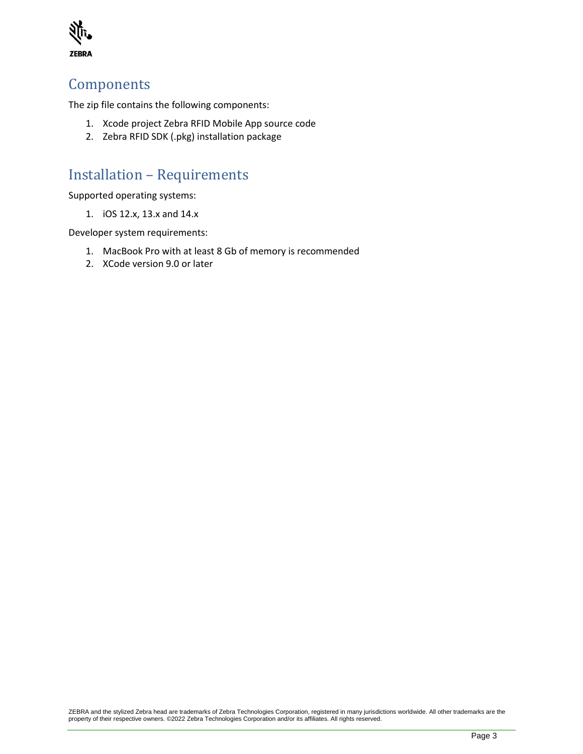## Components

The zip file contains the following components:

1. Xcode project Zebra RFID Mobile App source code
2. Zebra RFID SDK (.pkg) installation package

## Installation – Requirements

Supported operating systems:

1. iOS 12.x, 13.x and 14.x

Developer system requirements:

1. MacBook Pro with at least 8 Gb of memory is recommended
2. XCode version 9.0 or later